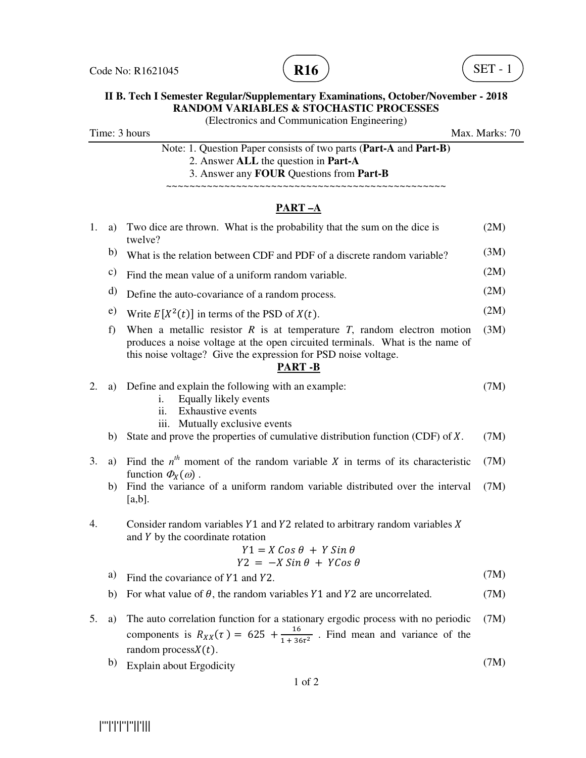Code No: R1621045 **R16** SET - 1

**II B. Tech I Semester Regular/Supplementary Examinations, October/November - 2018**
**RANDOM VARIABLES & STOCHASTIC PROCESSES**
(Electronics and Communication Engineering)

Time: 3 hours Max. Marks: 70

Note: 1. Question Paper consists of two parts (**Part-A** and **Part-B)**
2. Answer **ALL** the question in **Part-A**
3. Answer any **FOUR** Questions from **Part-B**

~~~~~~~~~~~~~~~~~~~~~~~~~~~~~~~~~~~~~~~~~~~~~~~~~~

## PART –A

1. a) Two dice are thrown. What is the probability that the sum on the dice is twelve? (2M)

   b) What is the relation between CDF and PDF of a discrete random variable? (3M)

   c) Find the mean value of a uniform random variable. (2M)

   d) Define the auto-covariance of a random process. (2M)

   e) Write $E[X^2(t)]$ in terms of the PSD of $X(t)$. (2M)

   f) When a metallic resistor $R$ is at temperature $T$, random electron motion produces a noise voltage at the open circuited terminals. What is the name of this noise voltage? Give the expression for PSD noise voltage. (3M)

## PART -B

2. a) Define and explain the following with an example: (7M)
   i. Equally likely events
   ii. Exhaustive events
   iii. Mutually exclusive events

   b) State and prove the properties of cumulative distribution function (CDF) of $X$. (7M)

3. a) Find the $n^{th}$ moment of the random variable $X$ in terms of its characteristic function $\Phi_X(\omega)$. (7M)

   b) Find the variance of a uniform random variable distributed over the interval [a,b]. (7M)

4. Consider random variables $Y1$ and $Y2$ related to arbitrary random variables $X$ and $Y$ by the coordinate rotation

$$Y1 = X \cos\theta + Y \sin\theta$$
$$Y2 = -X \sin\theta + Y \cos\theta$$

   a) Find the covariance of $Y1$ and $Y2$. (7M)

   b) For what value of $\theta$, the random variables $Y1$ and $Y2$ are uncorrelated. (7M)

5. a) The auto correlation function for a stationary ergodic process with no periodic components is $R_{XX}(\tau) = 625 + \frac{16}{1 + 36\tau^2}$ . Find mean and variance of the random process $X(t)$. (7M)

   b) Explain about Ergodicity (7M)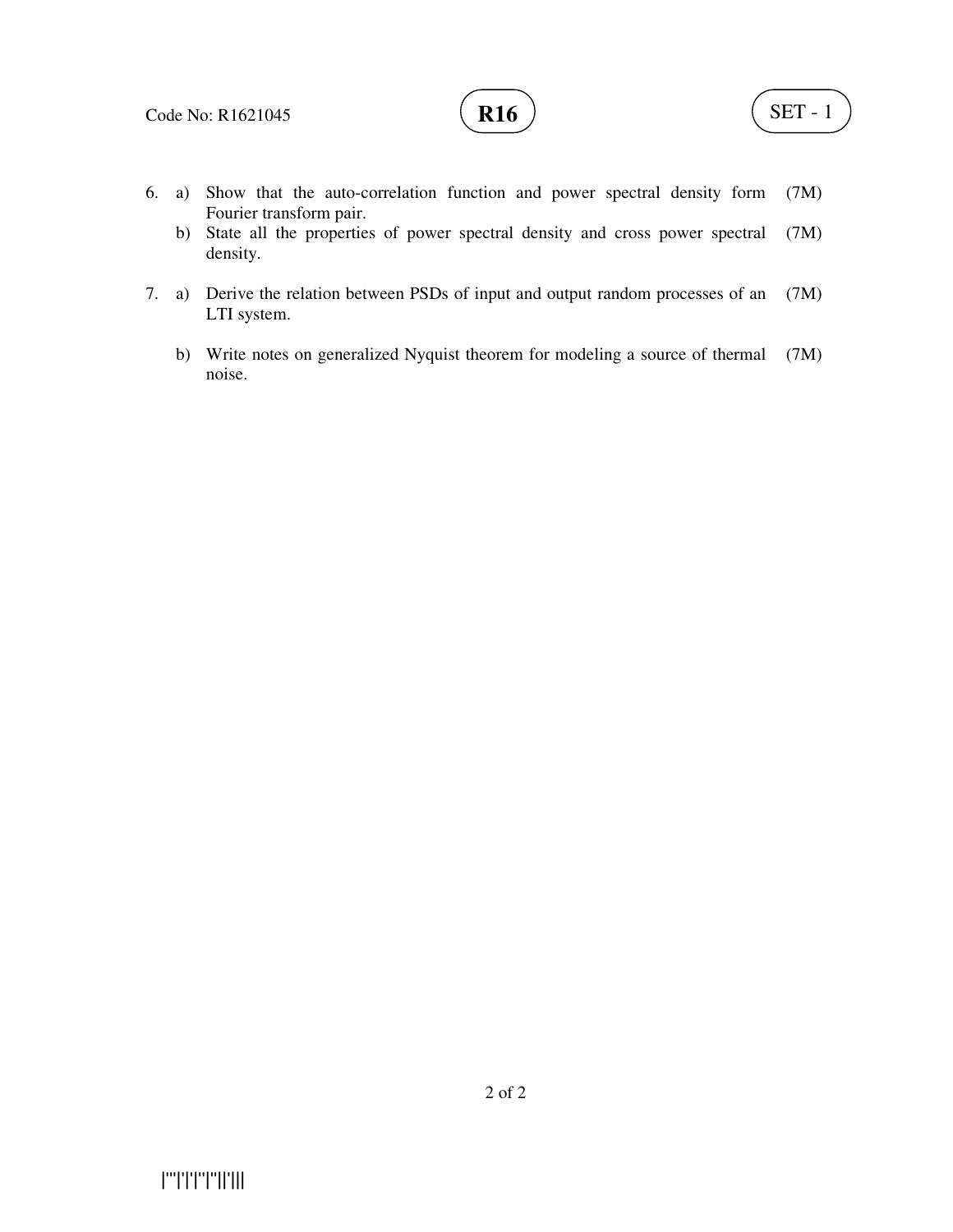6. a) Show that the auto-correlation function and power spectral density form Fourier transform pair. (7M)

   b) State all the properties of power spectral density and cross power spectral density. (7M)

7. a) Derive the relation between PSDs of input and output random processes of an LTI system. (7M)

   b) Write notes on generalized Nyquist theorem for modeling a source of thermal noise. (7M)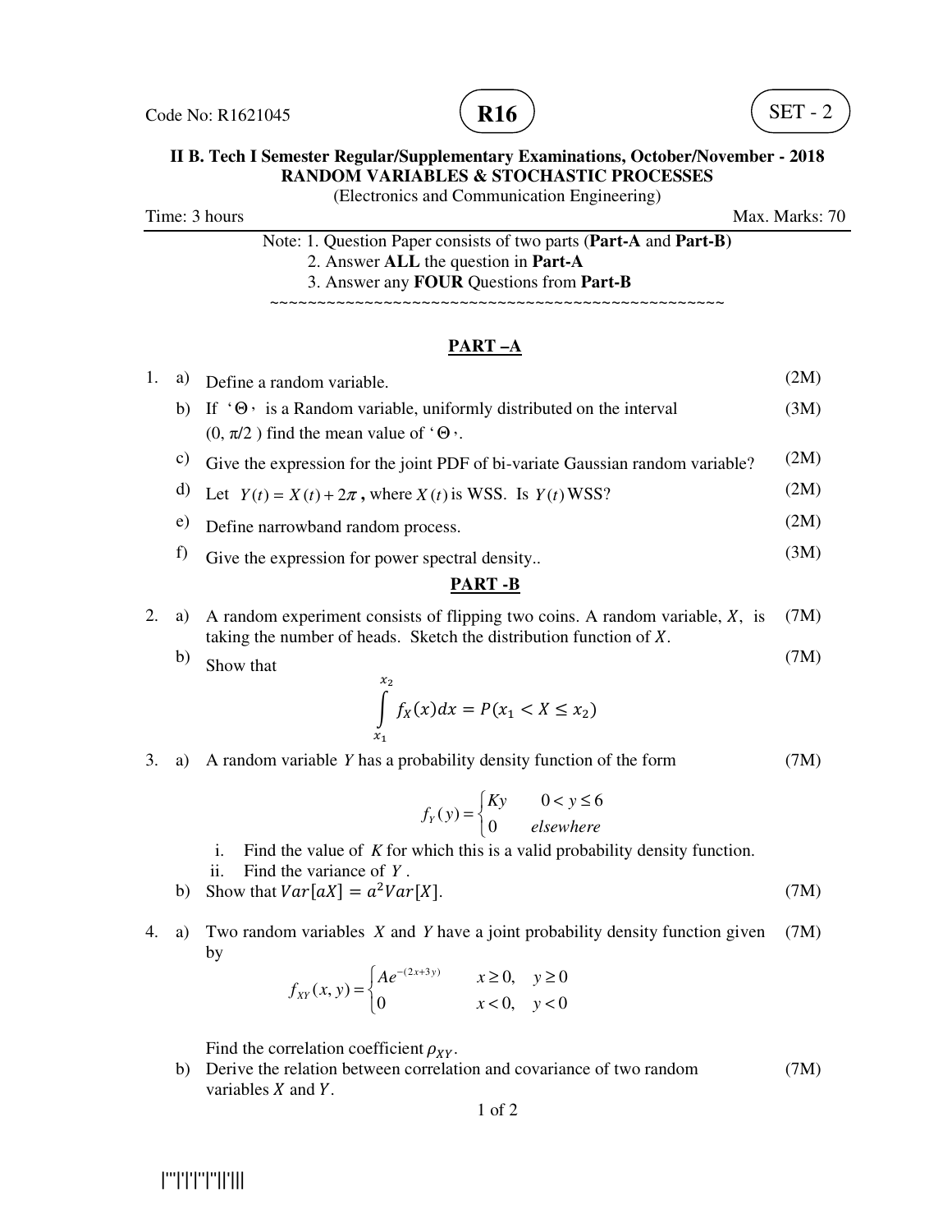Code No: R1621045 **R16** SET - 2

**II B. Tech I Semester Regular/Supplementary Examinations, October/November - 2018**
**RANDOM VARIABLES & STOCHASTIC PROCESSES**
(Electronics and Communication Engineering)

Time: 3 hours Max. Marks: 70

Note: 1. Question Paper consists of two parts (**Part-A** and **Part-B)**
2. Answer **ALL** the question in **Part-A**
3. Answer any **FOUR** Questions from **Part-B**

~~~~~~~~~~~~~~~~~~~~~~~~~~~~~~~~~~~~~~~~~~~~~~~~~~~~

## PART –A

1. a) Define a random variable. (2M)

   b) If '$\Theta$' is a Random variable, uniformly distributed on the interval $(0, \pi/2)$ find the mean value of '$\Theta$'. (3M)

   c) Give the expression for the joint PDF of bi-variate Gaussian random variable? (2M)

   d) Let $Y(t) = X(t) + 2\pi$, where $X(t)$ is WSS. Is $Y(t)$ WSS? (2M)

   e) Define narrowband random process. (2M)

   f) Give the expression for power spectral density.. (3M)

## PART -B

2. a) A random experiment consists of flipping two coins. A random variable, $X$, is taking the number of heads. Sketch the distribution function of $X$. (7M)

   b) Show that (7M)

$$\int_{x_1}^{x_2} f_X(x)dx = P(x_1 < X \le x_2)$$

3. a) A random variable $Y$ has a probability density function of the form (7M)

$$f_Y(y) = \begin{cases} Ky & 0 < y \le 6 \\ 0 & elsewhere \end{cases}$$

   i. Find the value of $K$ for which this is a valid probability density function.
   ii. Find the variance of $Y$.

   b) Show that $Var[aX] = a^2 Var[X]$. (7M)

4. a) Two random variables $X$ and $Y$ have a joint probability density function given by (7M)

$$f_{XY}(x, y) = \begin{cases} Ae^{-(2x+3y)} & x \ge 0, \quad y \ge 0 \\ 0 & x < 0, \quad y < 0 \end{cases}$$

   Find the correlation coefficient $\rho_{XY}$.

   b) Derive the relation between correlation and covariance of two random variables $X$ and $Y$. (7M)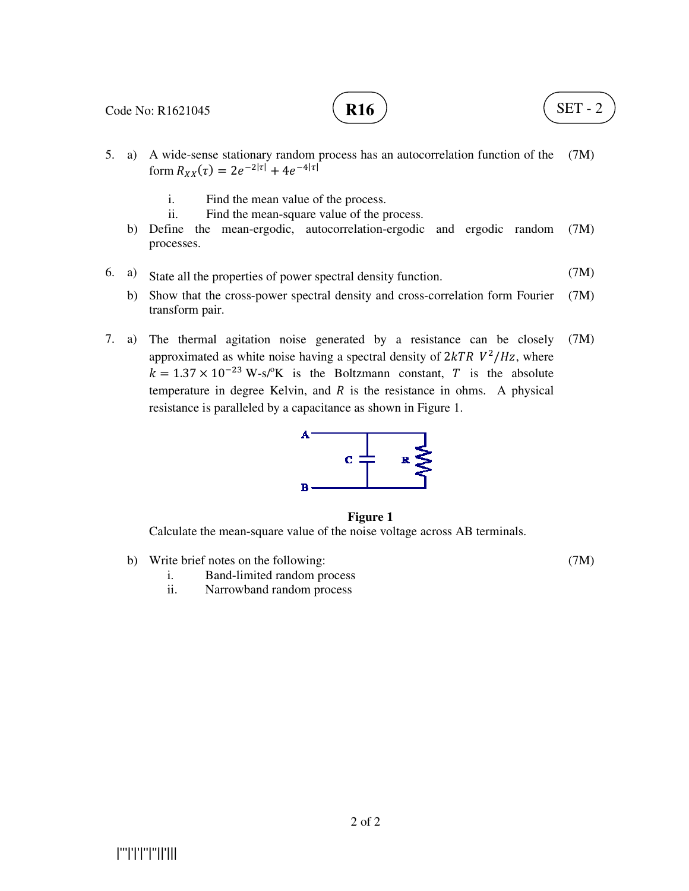5. a) A wide-sense stationary random process has an autocorrelation function of the form $R_{XX}(\tau) = 2e^{-2|\tau|} + 4e^{-4|\tau|}$ (7M)

   i. Find the mean value of the process.
   ii. Find the mean-square value of the process.

   b) Define the mean-ergodic, autocorrelation-ergodic and ergodic random processes. (7M)

6. a) State all the properties of power spectral density function. (7M)

   b) Show that the cross-power spectral density and cross-correlation form Fourier transform pair. (7M)

7. a) The thermal agitation noise generated by a resistance can be closely approximated as white noise having a spectral density of $2kTR\ V^2/Hz$, where $k = 1.37 \times 10^{-23}$ W-s/°K is the Boltzmann constant, $T$ is the absolute temperature in degree Kelvin, and $R$ is the resistance in ohms. A physical resistance is paralleled by a capacitance as shown in Figure 1. (7M)

   **Figure 1**

   Calculate the mean-square value of the noise voltage across AB terminals.

   b) Write brief notes on the following: (7M)

   i. Band-limited random process
   ii. Narrowband random process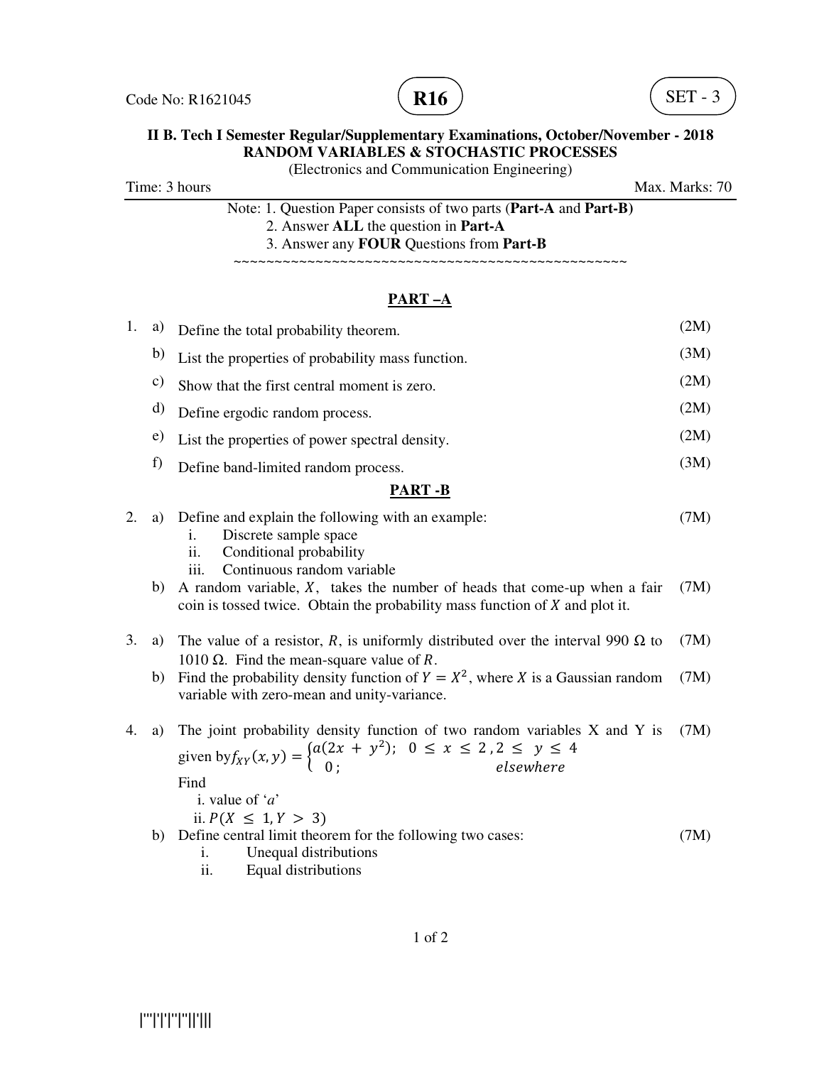Code No: R1621045 **R16** SET - 3

**II B. Tech I Semester Regular/Supplementary Examinations, October/November - 2018**
**RANDOM VARIABLES & STOCHASTIC PROCESSES**
(Electronics and Communication Engineering)

Time: 3 hours Max. Marks: 70

Note: 1. Question Paper consists of two parts (**Part-A** and **Part-B)**
2. Answer **ALL** the question in **Part-A**
3. Answer any **FOUR** Questions from **Part-B**

~~~~~~~~~~~~~~~~~~~~~~~~~~~~~~~~~~~~~~~~~~~~~~~~~~~

## PART –A

1. a) Define the total probability theorem. (2M)
   b) List the properties of probability mass function. (3M)
   c) Show that the first central moment is zero. (2M)
   d) Define ergodic random process. (2M)
   e) List the properties of power spectral density. (2M)
   f) Define band-limited random process. (3M)

## PART -B

2. a) Define and explain the following with an example: (7M)
      i. Discrete sample space
      ii. Conditional probability
      iii. Continuous random variable
   b) A random variable, $X$, takes the number of heads that come-up when a fair coin is tossed twice. Obtain the probability mass function of $X$ and plot it. (7M)

3. a) The value of a resistor, $R$, is uniformly distributed over the interval 990 $\Omega$ to 1010 $\Omega$. Find the mean-square value of $R$. (7M)
   b) Find the probability density function of $Y = X^2$, where $X$ is a Gaussian random variable with zero-mean and unity-variance. (7M)

4. a) The joint probability density function of two random variables X and Y is given by $f_{XY}(x, y) = \begin{cases} a(2x + y^2); & 0 \leq x \leq 2, 2 \leq y \leq 4 \\ 0; & elsewhere \end{cases}$ (7M)
      Find
      i. value of '$a$'
      ii. $P(X \leq 1, Y > 3)$
   b) Define central limit theorem for the following two cases: (7M)
      i. Unequal distributions
      ii. Equal distributions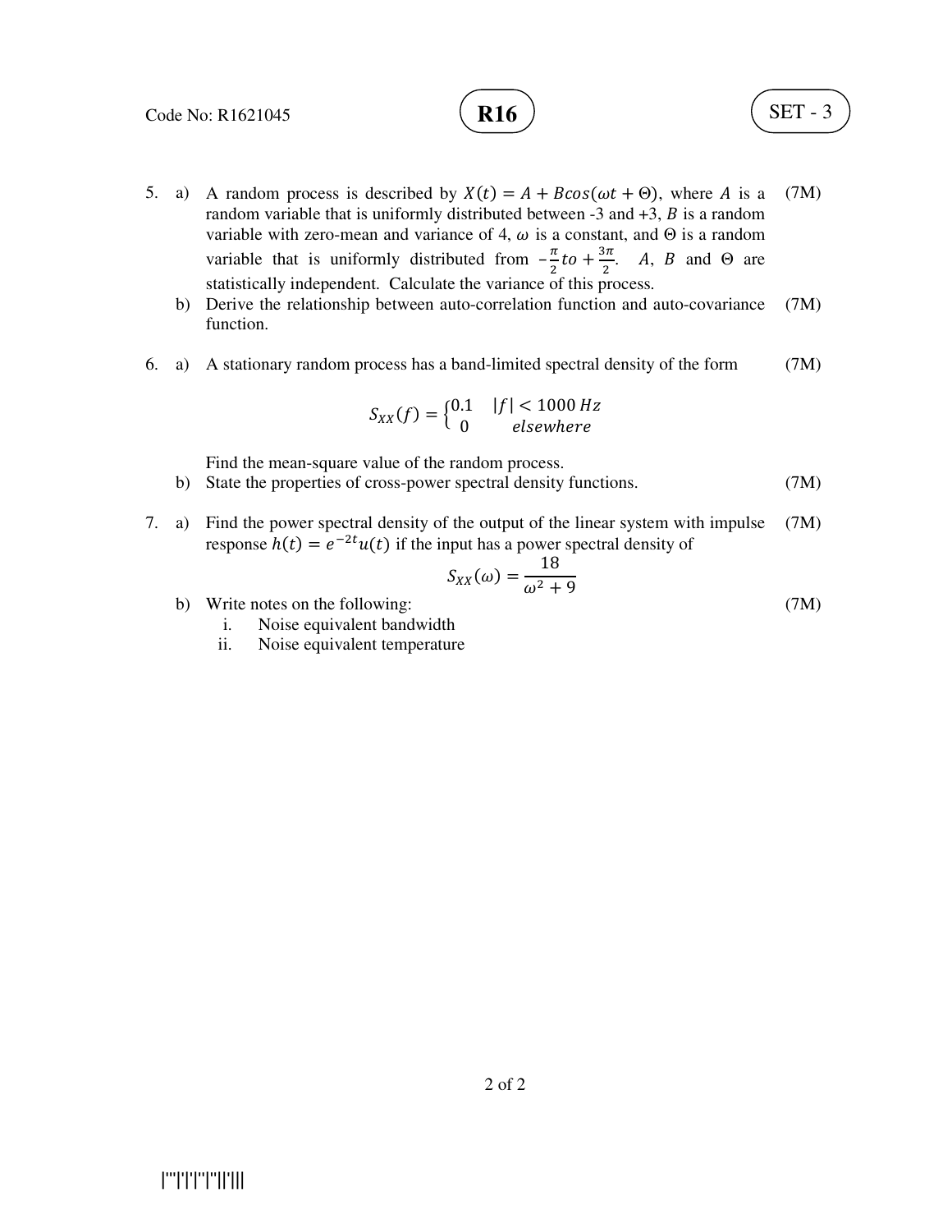5. a) A random process is described by $X(t) = A + Bcos(\omega t + \Theta)$, where $A$ is a random variable that is uniformly distributed between -3 and +3, $B$ is a random variable with zero-mean and variance of 4, $\omega$ is a constant, and $\Theta$ is a random variable that is uniformly distributed from $-\frac{\pi}{2} to + \frac{3\pi}{2}$. $A$, $B$ and $\Theta$ are statistically independent. Calculate the variance of this process. (7M)

   b) Derive the relationship between auto-correlation function and auto-covariance function. (7M)

6. a) A stationary random process has a band-limited spectral density of the form (7M)

$$S_{XX}(f) = \begin{cases} 0.1 & |f| < 1000\, Hz \\ 0 & elsewhere \end{cases}$$

   Find the mean-square value of the random process.

   b) State the properties of cross-power spectral density functions. (7M)

7. a) Find the power spectral density of the output of the linear system with impulse response $h(t) = e^{-2t}u(t)$ if the input has a power spectral density of (7M)

$$S_{XX}(\omega) = \frac{18}{\omega^2 + 9}$$

   b) Write notes on the following: (7M)
      i. Noise equivalent bandwidth
      ii. Noise equivalent temperature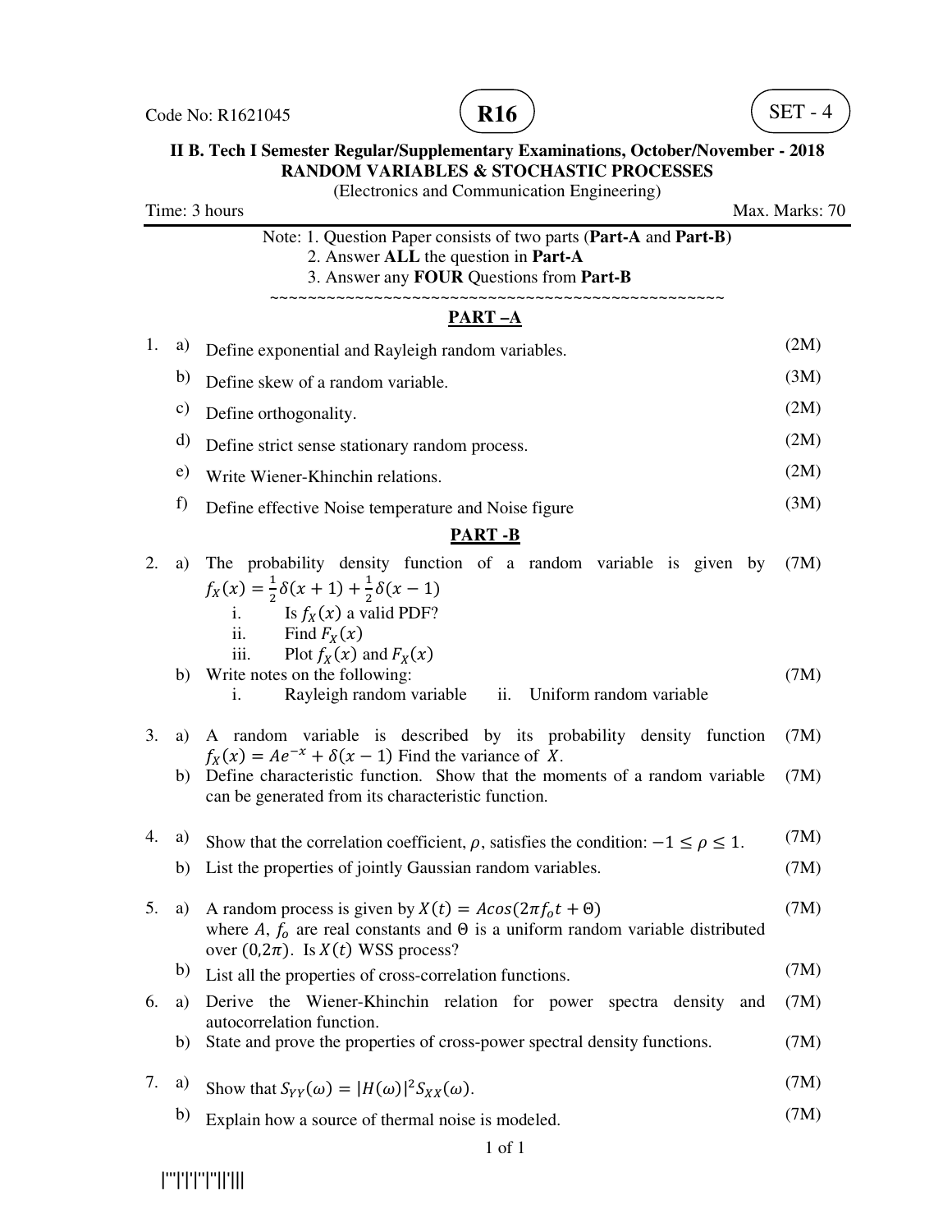Code No: R1621045 **R16** SET - 4

**II B. Tech I Semester Regular/Supplementary Examinations, October/November - 2018**
**RANDOM VARIABLES & STOCHASTIC PROCESSES**
(Electronics and Communication Engineering)

Time: 3 hours Max. Marks: 70

Note: 1. Question Paper consists of two parts (**Part-A** and **Part-B)**
2. Answer **ALL** the question in **Part-A**
3. Answer any **FOUR** Questions from **Part-B**

~~~~~~~~~~~~~~~~~~~~~~~~~~~~~~~~~~~~~~~~~~~~~~~~~~~

## PART –A

1. a) Define exponential and Rayleigh random variables. (2M)
   b) Define skew of a random variable. (3M)
   c) Define orthogonality. (2M)
   d) Define strict sense stationary random process. (2M)
   e) Write Wiener-Khinchin relations. (2M)
   f) Define effective Noise temperature and Noise figure (3M)

## PART -B

2. a) The probability density function of a random variable is given by $f_X(x) = \frac{1}{2}\delta(x+1) + \frac{1}{2}\delta(x-1)$ (7M)
      i. Is $f_X(x)$ a valid PDF?
      ii. Find $F_X(x)$
      iii. Plot $f_X(x)$ and $F_X(x)$
   b) Write notes on the following: (7M)
      i. Rayleigh random variable ii. Uniform random variable

3. a) A random variable is described by its probability density function $f_X(x) = Ae^{-x} + \delta(x-1)$ Find the variance of $X$. (7M)
   b) Define characteristic function. Show that the moments of a random variable can be generated from its characteristic function. (7M)

4. a) Show that the correlation coefficient, $\rho$, satisfies the condition: $-1 \leq \rho \leq 1$. (7M)
   b) List the properties of jointly Gaussian random variables. (7M)

5. a) A random process is given by $X(t) = A\cos(2\pi f_o t + \Theta)$ where $A$, $f_o$ are real constants and $\Theta$ is a uniform random variable distributed over $(0, 2\pi)$. Is $X(t)$ WSS process? (7M)
   b) List all the properties of cross-correlation functions. (7M)

6. a) Derive the Wiener-Khinchin relation for power spectra density and autocorrelation function. (7M)
   b) State and prove the properties of cross-power spectral density functions. (7M)

7. a) Show that $S_{YY}(\omega) = |H(\omega)|^2 S_{XX}(\omega)$. (7M)
   b) Explain how a source of thermal noise is modeled. (7M)